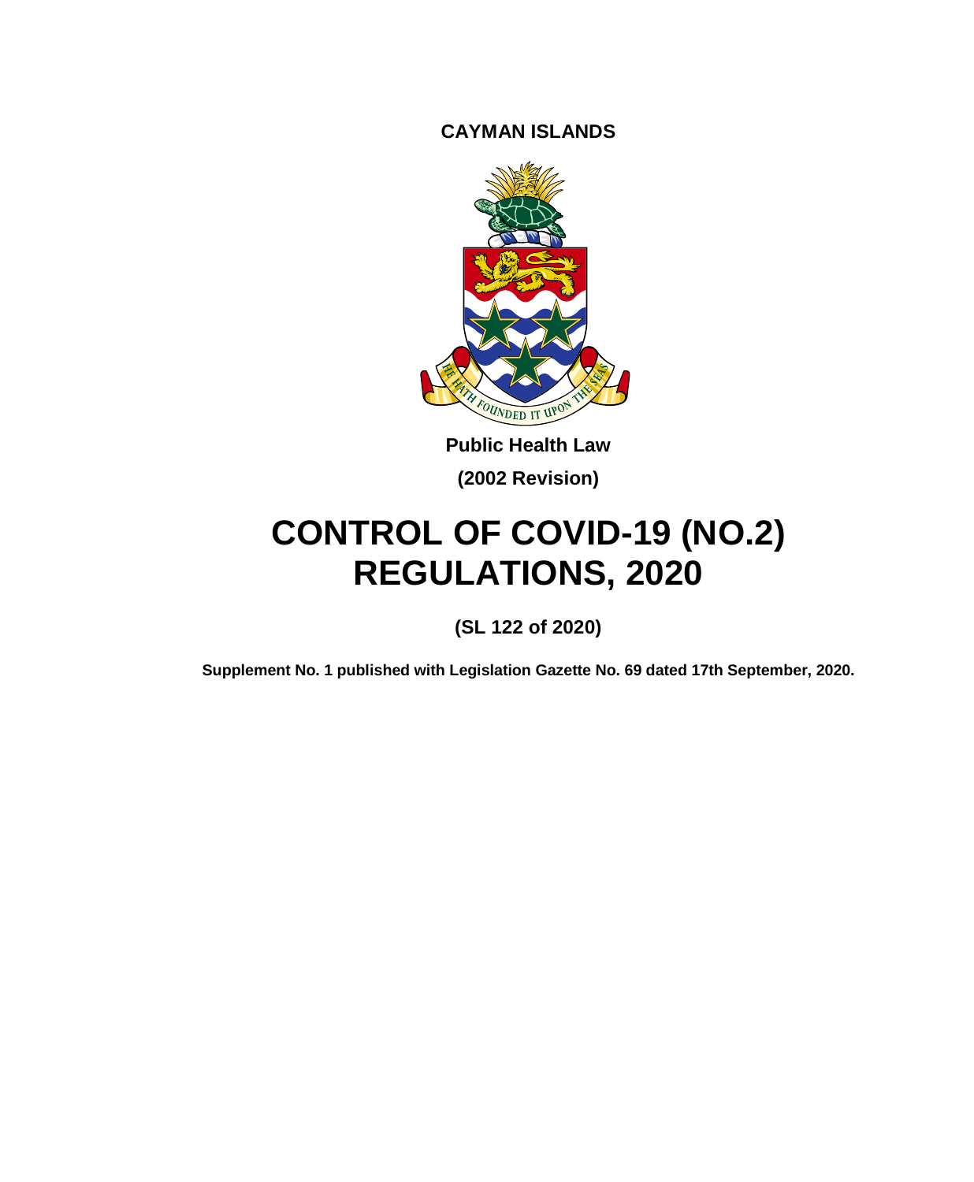**CAYMAN ISLANDS**

**Public Health Law**

**(2002 Revision)**

# CONTROL OF COVID-19 (NO.2) REGULATIONS, 2020

**(SL 122 of 2020)**

**Supplement No. 1 published with Legislation Gazette No. 69 dated 17th September, 2020.**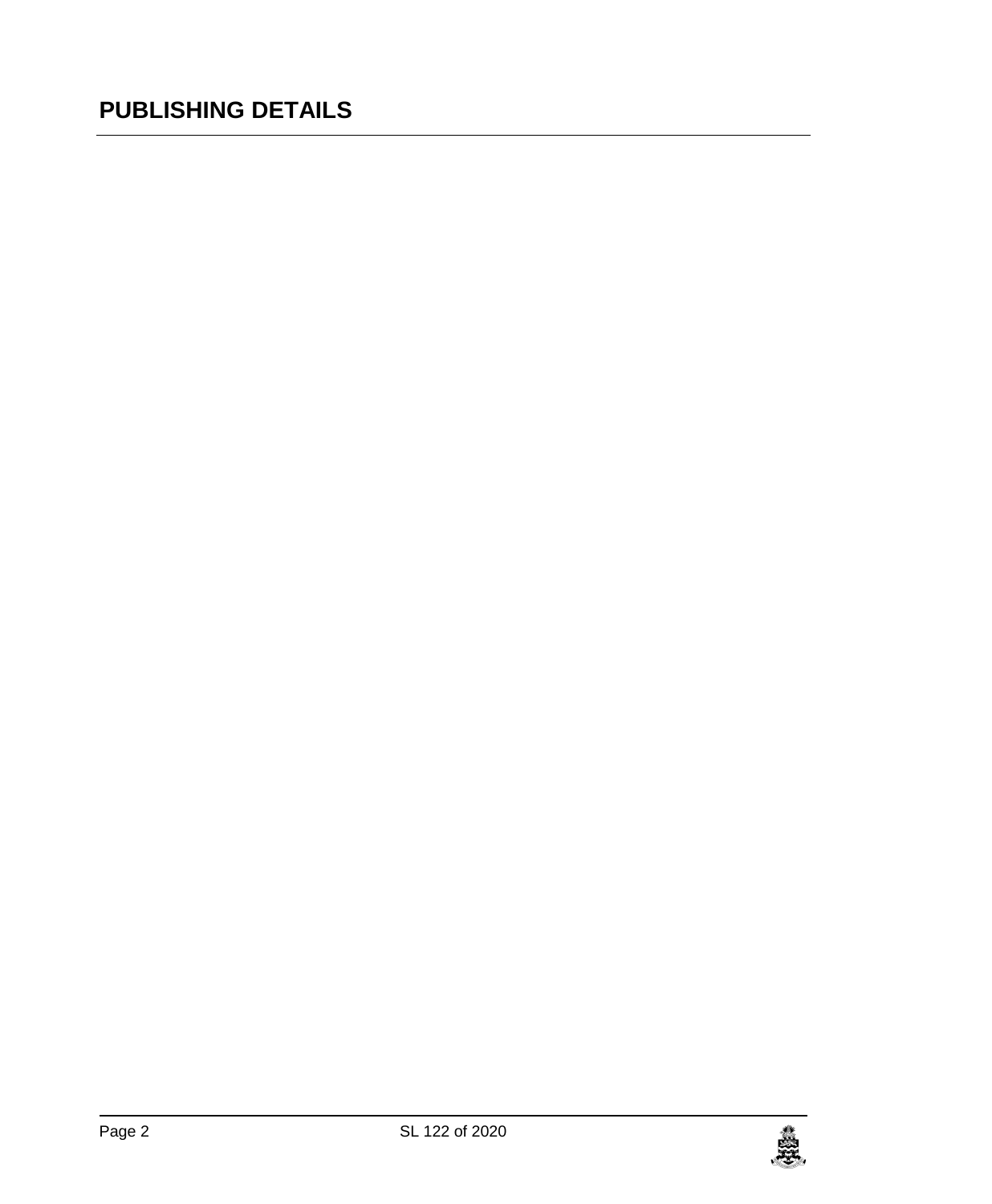## PUBLISHING DETAILS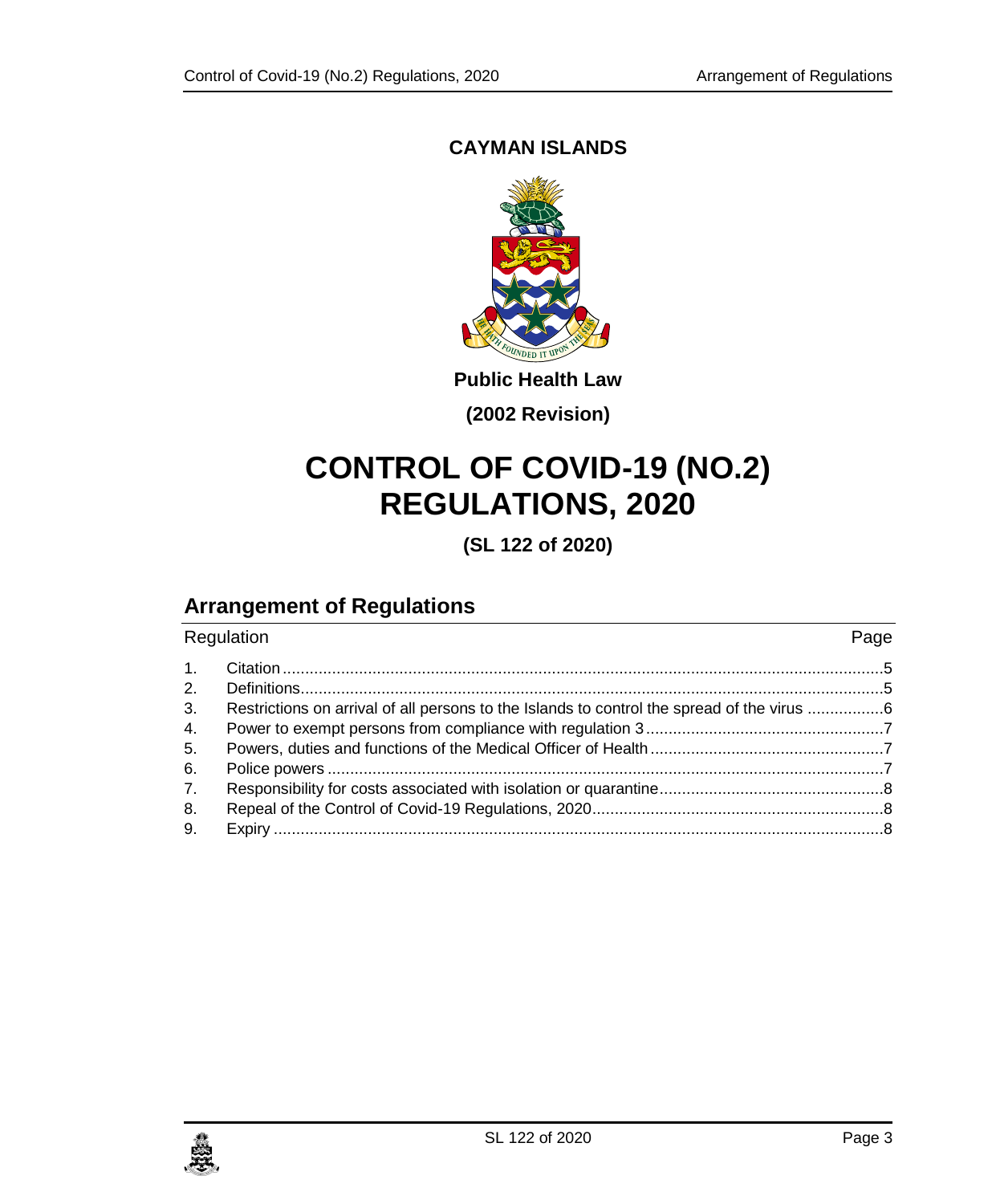**CAYMAN ISLANDS**

**Public Health Law**

**(2002 Revision)**

# CONTROL OF COVID-19 (NO.2) REGULATIONS, 2020

**(SL 122 of 2020)**

## Arrangement of Regulations

| Regulation | | Page |
|---|---|---|
| 1. | Citation | 5 |
| 2. | Definitions | 5 |
| 3. | Restrictions on arrival of all persons to the Islands to control the spread of the virus | 6 |
| 4. | Power to exempt persons from compliance with regulation 3 | 7 |
| 5. | Powers, duties and functions of the Medical Officer of Health | 7 |
| 6. | Police powers | 7 |
| 7. | Responsibility for costs associated with isolation or quarantine | 8 |
| 8. | Repeal of the Control of Covid-19 Regulations, 2020 | 8 |
| 9. | Expiry | 8 |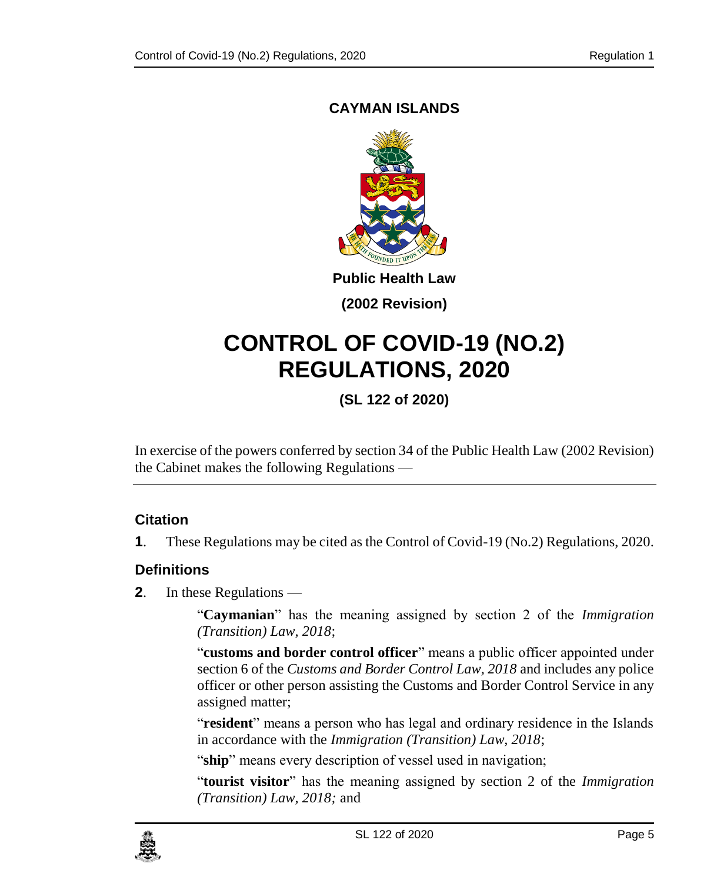**CAYMAN ISLANDS**

**Public Health Law**

**(2002 Revision)**

# CONTROL OF COVID-19 (NO.2) REGULATIONS, 2020

**(SL 122 of 2020)**

In exercise of the powers conferred by section 34 of the Public Health Law (2002 Revision) the Cabinet makes the following Regulations —

## Citation

**1**. These Regulations may be cited as the Control of Covid-19 (No.2) Regulations, 2020.

## Definitions

**2**. In these Regulations —

"**Caymanian**" has the meaning assigned by section 2 of the *Immigration (Transition) Law, 2018*;

"**customs and border control officer**" means a public officer appointed under section 6 of the *Customs and Border Control Law, 2018* and includes any police officer or other person assisting the Customs and Border Control Service in any assigned matter;

"**resident**" means a person who has legal and ordinary residence in the Islands in accordance with the *Immigration (Transition) Law, 2018*;

"**ship**" means every description of vessel used in navigation;

"**tourist visitor**" has the meaning assigned by section 2 of the *Immigration (Transition) Law, 2018;* and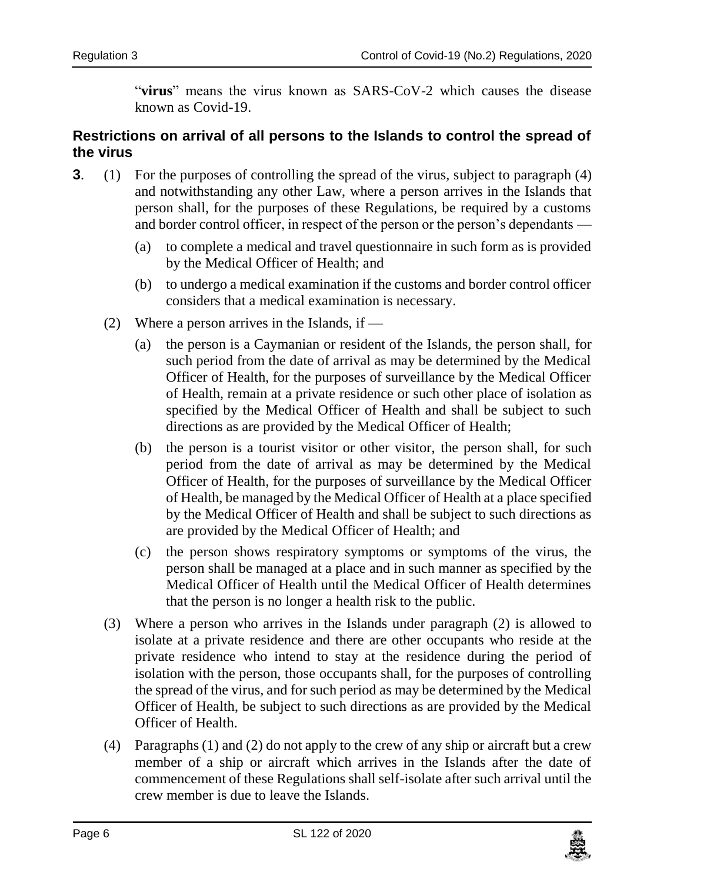"**virus**" means the virus known as SARS-CoV-2 which causes the disease known as Covid-19.

### Restrictions on arrival of all persons to the Islands to control the spread of the virus

**3**. (1) For the purposes of controlling the spread of the virus, subject to paragraph (4) and notwithstanding any other Law, where a person arrives in the Islands that person shall, for the purposes of these Regulations, be required by a customs and border control officer, in respect of the person or the person's dependants —

(a) to complete a medical and travel questionnaire in such form as is provided by the Medical Officer of Health; and

(b) to undergo a medical examination if the customs and border control officer considers that a medical examination is necessary.

(2) Where a person arrives in the Islands, if —

(a) the person is a Caymanian or resident of the Islands, the person shall, for such period from the date of arrival as may be determined by the Medical Officer of Health, for the purposes of surveillance by the Medical Officer of Health, remain at a private residence or such other place of isolation as specified by the Medical Officer of Health and shall be subject to such directions as are provided by the Medical Officer of Health;

(b) the person is a tourist visitor or other visitor, the person shall, for such period from the date of arrival as may be determined by the Medical Officer of Health, for the purposes of surveillance by the Medical Officer of Health, be managed by the Medical Officer of Health at a place specified by the Medical Officer of Health and shall be subject to such directions as are provided by the Medical Officer of Health; and

(c) the person shows respiratory symptoms or symptoms of the virus, the person shall be managed at a place and in such manner as specified by the Medical Officer of Health until the Medical Officer of Health determines that the person is no longer a health risk to the public.

(3) Where a person who arrives in the Islands under paragraph (2) is allowed to isolate at a private residence and there are other occupants who reside at the private residence who intend to stay at the residence during the period of isolation with the person, those occupants shall, for the purposes of controlling the spread of the virus, and for such period as may be determined by the Medical Officer of Health, be subject to such directions as are provided by the Medical Officer of Health.

(4) Paragraphs (1) and (2) do not apply to the crew of any ship or aircraft but a crew member of a ship or aircraft which arrives in the Islands after the date of commencement of these Regulations shall self-isolate after such arrival until the crew member is due to leave the Islands.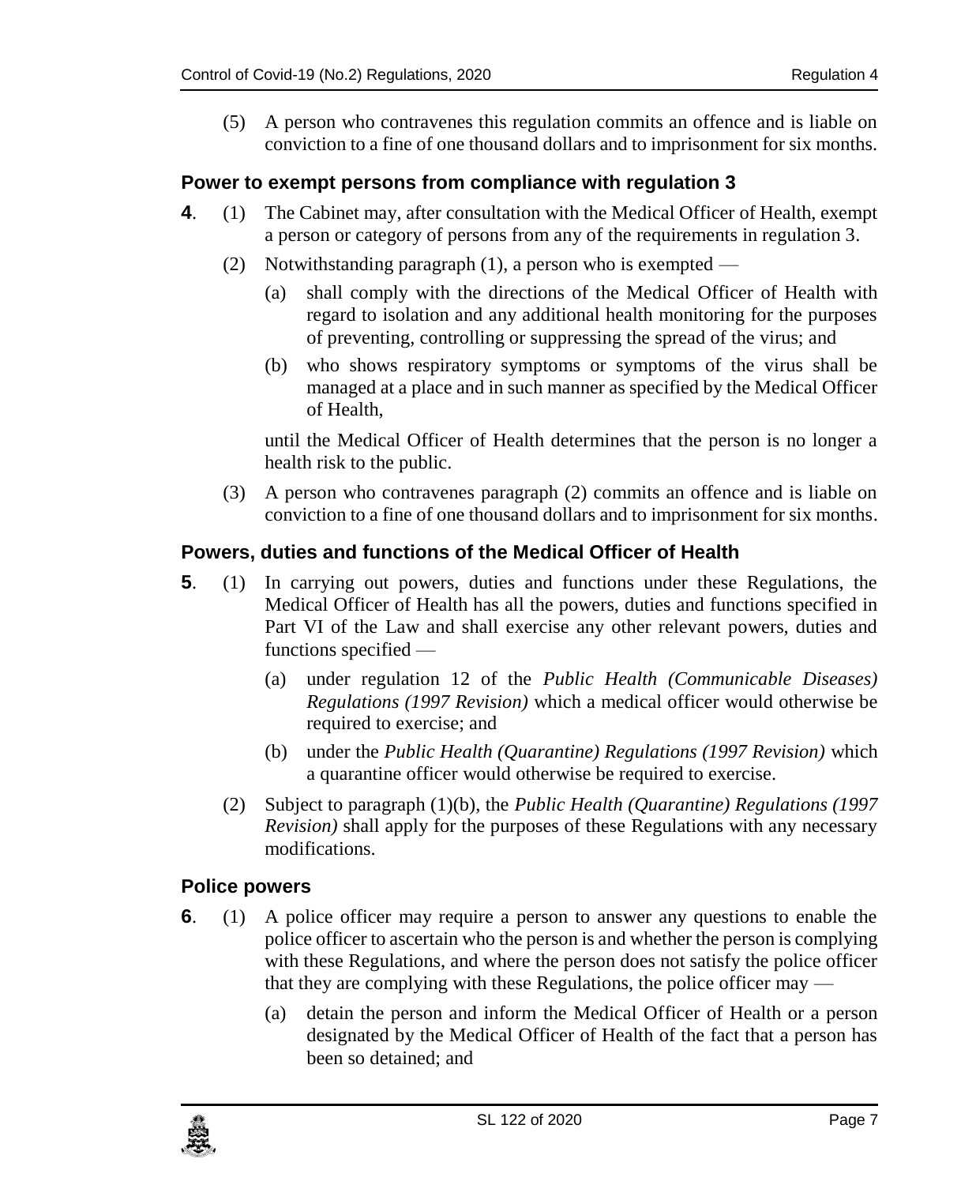(5) A person who contravenes this regulation commits an offence and is liable on conviction to a fine of one thousand dollars and to imprisonment for six months.

### Power to exempt persons from compliance with regulation 3

**4**. (1) The Cabinet may, after consultation with the Medical Officer of Health, exempt a person or category of persons from any of the requirements in regulation 3.

(2) Notwithstanding paragraph (1), a person who is exempted —

(a) shall comply with the directions of the Medical Officer of Health with regard to isolation and any additional health monitoring for the purposes of preventing, controlling or suppressing the spread of the virus; and

(b) who shows respiratory symptoms or symptoms of the virus shall be managed at a place and in such manner as specified by the Medical Officer of Health,

until the Medical Officer of Health determines that the person is no longer a health risk to the public.

(3) A person who contravenes paragraph (2) commits an offence and is liable on conviction to a fine of one thousand dollars and to imprisonment for six months.

### Powers, duties and functions of the Medical Officer of Health

**5**. (1) In carrying out powers, duties and functions under these Regulations, the Medical Officer of Health has all the powers, duties and functions specified in Part VI of the Law and shall exercise any other relevant powers, duties and functions specified —

(a) under regulation 12 of the *Public Health (Communicable Diseases) Regulations (1997 Revision)* which a medical officer would otherwise be required to exercise; and

(b) under the *Public Health (Quarantine) Regulations (1997 Revision)* which a quarantine officer would otherwise be required to exercise.

(2) Subject to paragraph (1)(b), the *Public Health (Quarantine) Regulations (1997 Revision)* shall apply for the purposes of these Regulations with any necessary modifications.

### Police powers

**6**. (1) A police officer may require a person to answer any questions to enable the police officer to ascertain who the person is and whether the person is complying with these Regulations, and where the person does not satisfy the police officer that they are complying with these Regulations, the police officer may —

(a) detain the person and inform the Medical Officer of Health or a person designated by the Medical Officer of Health of the fact that a person has been so detained; and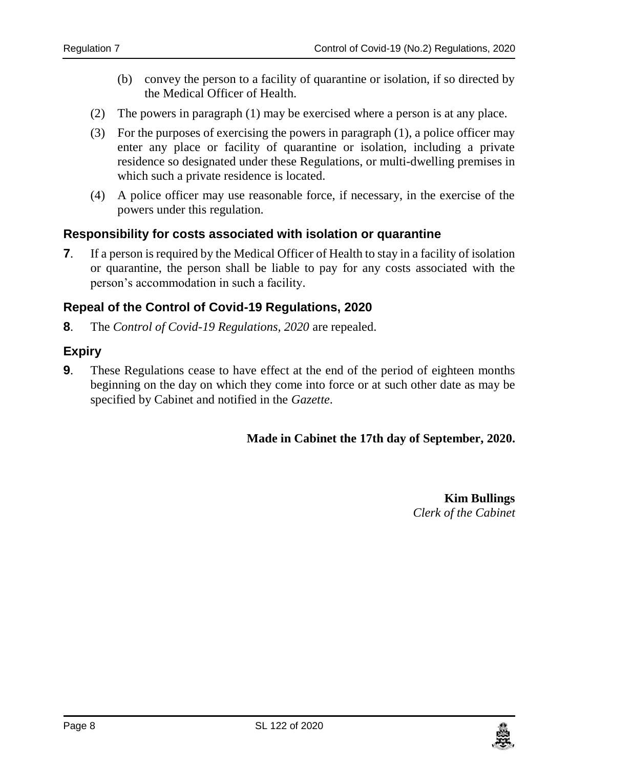(b) convey the person to a facility of quarantine or isolation, if so directed by the Medical Officer of Health.

(2) The powers in paragraph (1) may be exercised where a person is at any place.

(3) For the purposes of exercising the powers in paragraph (1), a police officer may enter any place or facility of quarantine or isolation, including a private residence so designated under these Regulations, or multi-dwelling premises in which such a private residence is located.

(4) A police officer may use reasonable force, if necessary, in the exercise of the powers under this regulation.

### Responsibility for costs associated with isolation or quarantine

**7**. If a person is required by the Medical Officer of Health to stay in a facility of isolation or quarantine, the person shall be liable to pay for any costs associated with the person's accommodation in such a facility.

### Repeal of the Control of Covid-19 Regulations, 2020

**8**. The *Control of Covid-19 Regulations, 2020* are repealed.

### Expiry

**9**. These Regulations cease to have effect at the end of the period of eighteen months beginning on the day on which they come into force or at such other date as may be specified by Cabinet and notified in the *Gazette*.

**Made in Cabinet the 17th day of September, 2020.**

**Kim Bullings**
*Clerk of the Cabinet*